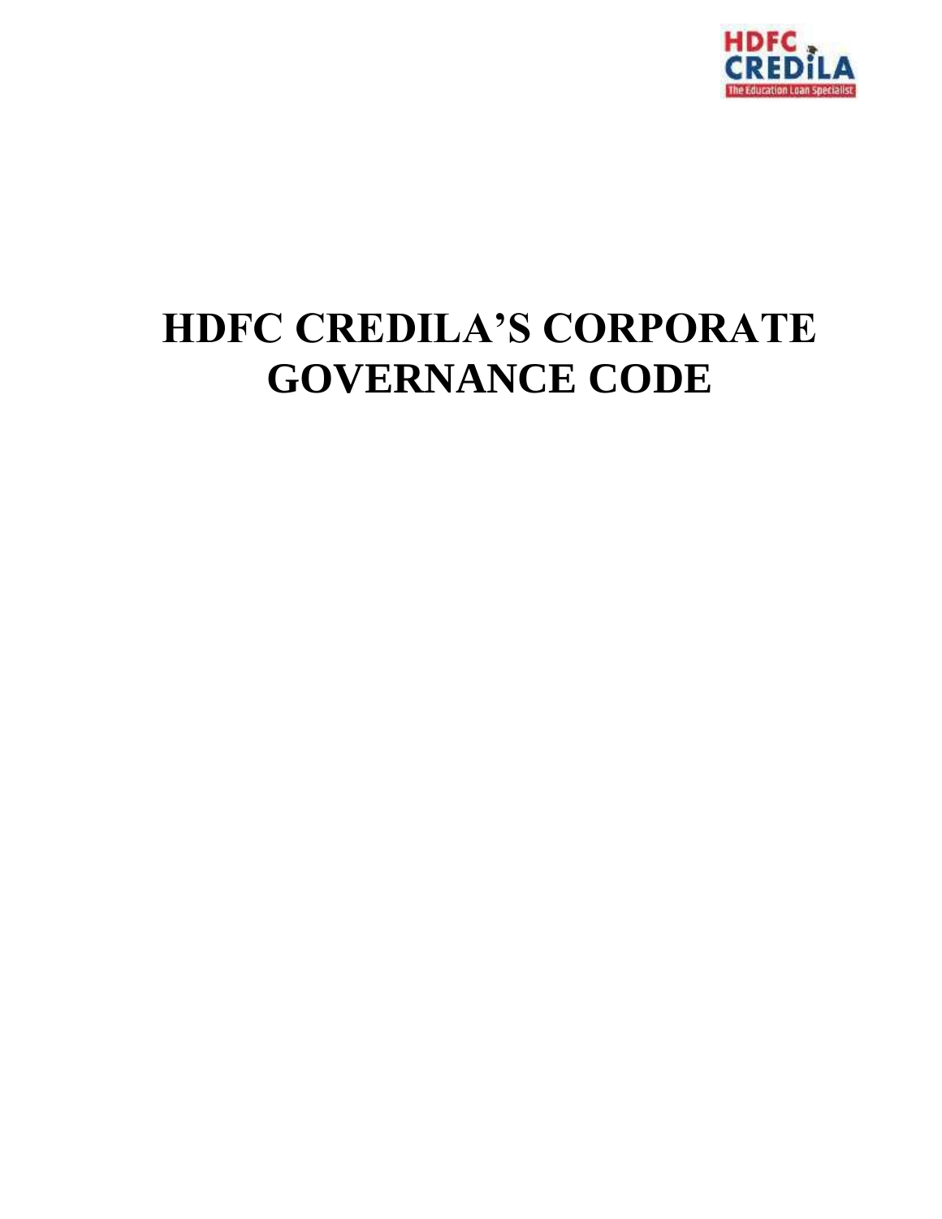# HDFC CREDILA'S CORPORATE GOVERNANCE CODE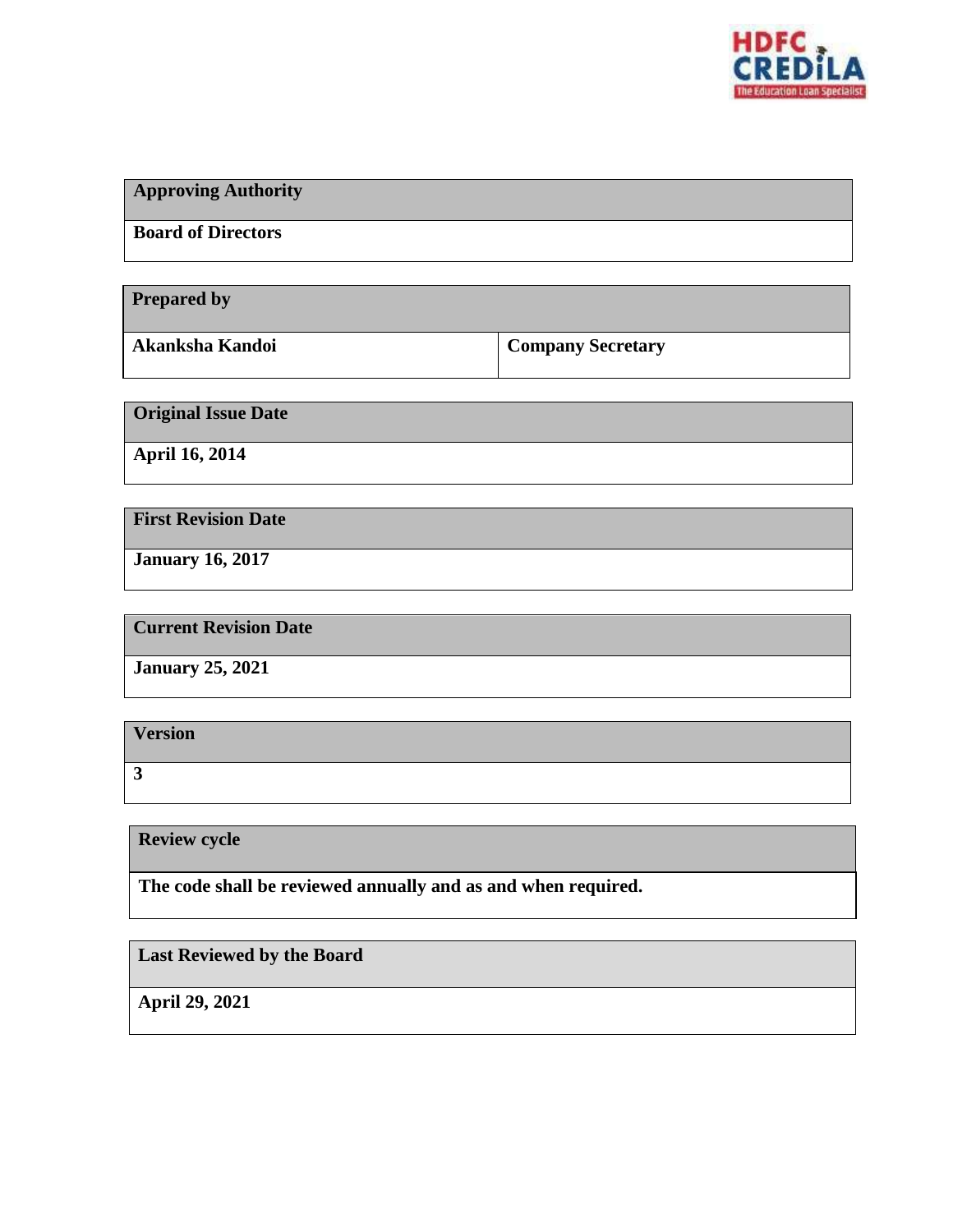| Approving Authority |
| --- |
| **Board of Directors** |

| Prepared by | |
| --- | --- |
| **Akanksha Kandoi** | **Company Secretary** |

| Original Issue Date |
| --- |
| **April 16, 2014** |

| First Revision Date |
| --- |
| **January 16, 2017** |

| Current Revision Date |
| --- |
| **January 25, 2021** |

| Version |
| --- |
| **3** |

| Review cycle |
| --- |
| **The code shall be reviewed annually and as and when required.** |

| Last Reviewed by the Board |
| --- |
| **April 29, 2021** |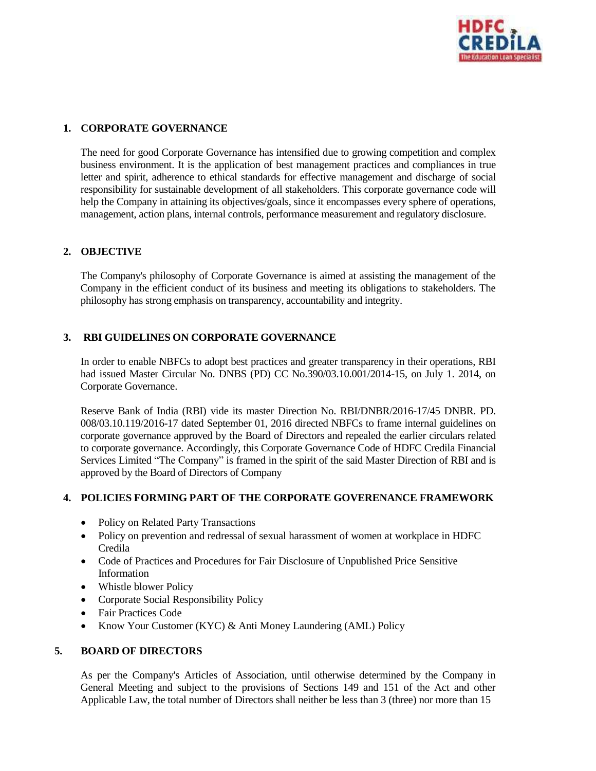## 1. CORPORATE GOVERNANCE

The need for good Corporate Governance has intensified due to growing competition and complex business environment. It is the application of best management practices and compliances in true letter and spirit, adherence to ethical standards for effective management and discharge of social responsibility for sustainable development of all stakeholders. This corporate governance code will help the Company in attaining its objectives/goals, since it encompasses every sphere of operations, management, action plans, internal controls, performance measurement and regulatory disclosure.

## 2. OBJECTIVE

The Company's philosophy of Corporate Governance is aimed at assisting the management of the Company in the efficient conduct of its business and meeting its obligations to stakeholders. The philosophy has strong emphasis on transparency, accountability and integrity.

## 3. RBI GUIDELINES ON CORPORATE GOVERNANCE

In order to enable NBFCs to adopt best practices and greater transparency in their operations, RBI had issued Master Circular No. DNBS (PD) CC No.390/03.10.001/2014-15, on July 1. 2014, on Corporate Governance.

Reserve Bank of India (RBI) vide its master Direction No. RBI/DNBR/2016-17/45 DNBR. PD. 008/03.10.119/2016-17 dated September 01, 2016 directed NBFCs to frame internal guidelines on corporate governance approved by the Board of Directors and repealed the earlier circulars related to corporate governance. Accordingly, this Corporate Governance Code of HDFC Credila Financial Services Limited "The Company" is framed in the spirit of the said Master Direction of RBI and is approved by the Board of Directors of Company

## 4. POLICIES FORMING PART OF THE CORPORATE GOVERENANCE FRAMEWORK

- Policy on Related Party Transactions
- Policy on prevention and redressal of sexual harassment of women at workplace in HDFC Credila
- Code of Practices and Procedures for Fair Disclosure of Unpublished Price Sensitive Information
- Whistle blower Policy
- Corporate Social Responsibility Policy
- Fair Practices Code
- Know Your Customer (KYC) & Anti Money Laundering (AML) Policy

## 5. BOARD OF DIRECTORS

As per the Company's Articles of Association, until otherwise determined by the Company in General Meeting and subject to the provisions of Sections 149 and 151 of the Act and other Applicable Law, the total number of Directors shall neither be less than 3 (three) nor more than 15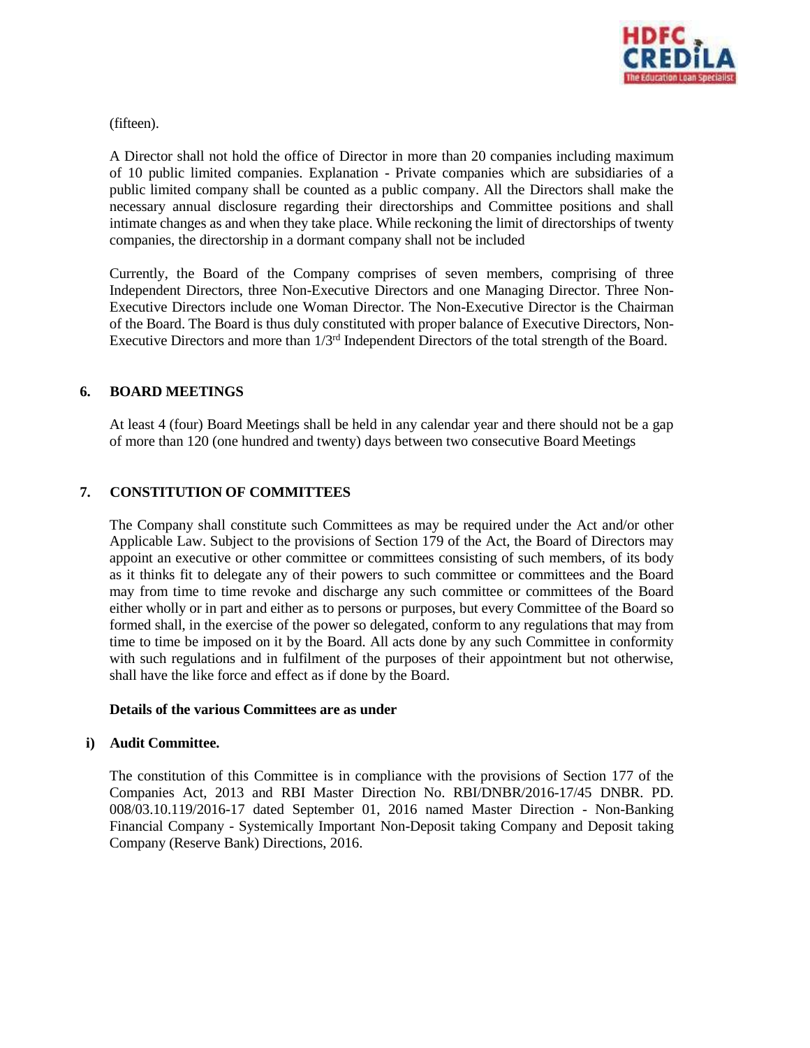(fifteen).

A Director shall not hold the office of Director in more than 20 companies including maximum of 10 public limited companies. Explanation - Private companies which are subsidiaries of a public limited company shall be counted as a public company. All the Directors shall make the necessary annual disclosure regarding their directorships and Committee positions and shall intimate changes as and when they take place. While reckoning the limit of directorships of twenty companies, the directorship in a dormant company shall not be included

Currently, the Board of the Company comprises of seven members, comprising of three Independent Directors, three Non-Executive Directors and one Managing Director. Three Non-Executive Directors include one Woman Director. The Non-Executive Director is the Chairman of the Board. The Board is thus duly constituted with proper balance of Executive Directors, Non-Executive Directors and more than 1/3rd Independent Directors of the total strength of the Board.

## 6. BOARD MEETINGS

At least 4 (four) Board Meetings shall be held in any calendar year and there should not be a gap of more than 120 (one hundred and twenty) days between two consecutive Board Meetings

## 7. CONSTITUTION OF COMMITTEES

The Company shall constitute such Committees as may be required under the Act and/or other Applicable Law. Subject to the provisions of Section 179 of the Act, the Board of Directors may appoint an executive or other committee or committees consisting of such members, of its body as it thinks fit to delegate any of their powers to such committee or committees and the Board may from time to time revoke and discharge any such committee or committees of the Board either wholly or in part and either as to persons or purposes, but every Committee of the Board so formed shall, in the exercise of the power so delegated, conform to any regulations that may from time to time be imposed on it by the Board. All acts done by any such Committee in conformity with such regulations and in fulfilment of the purposes of their appointment but not otherwise, shall have the like force and effect as if done by the Board.

**Details of the various Committees are as under**

### i) Audit Committee.

The constitution of this Committee is in compliance with the provisions of Section 177 of the Companies Act, 2013 and RBI Master Direction No. RBI/DNBR/2016-17/45 DNBR. PD. 008/03.10.119/2016-17 dated September 01, 2016 named Master Direction - Non-Banking Financial Company - Systemically Important Non-Deposit taking Company and Deposit taking Company (Reserve Bank) Directions, 2016.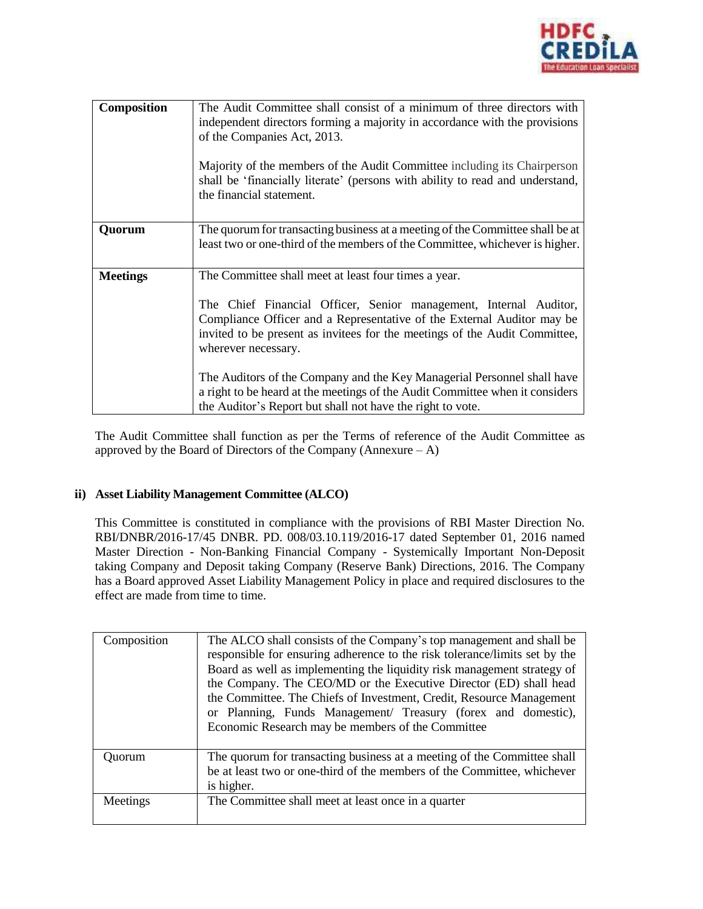| Composition | The Audit Committee shall consist of a minimum of three directors with independent directors forming a majority in accordance with the provisions of the Companies Act, 2013.<br><br>Majority of the members of the Audit Committee including its Chairperson shall be 'financially literate' (persons with ability to read and understand, the financial statement. |
|---|---|
| **Quorum** | The quorum for transacting business at a meeting of the Committee shall be at least two or one-third of the members of the Committee, whichever is higher. |
| **Meetings** | The Committee shall meet at least four times a year.<br><br>The Chief Financial Officer, Senior management, Internal Auditor, Compliance Officer and a Representative of the External Auditor may be invited to be present as invitees for the meetings of the Audit Committee, wherever necessary.<br><br>The Auditors of the Company and the Key Managerial Personnel shall have a right to be heard at the meetings of the Audit Committee when it considers the Auditor's Report but shall not have the right to vote. |

The Audit Committee shall function as per the Terms of reference of the Audit Committee as approved by the Board of Directors of the Company (Annexure – A)

**ii) Asset Liability Management Committee (ALCO)**

This Committee is constituted in compliance with the provisions of RBI Master Direction No. RBI/DNBR/2016-17/45 DNBR. PD. 008/03.10.119/2016-17 dated September 01, 2016 named Master Direction - Non-Banking Financial Company - Systemically Important Non-Deposit taking Company and Deposit taking Company (Reserve Bank) Directions, 2016. The Company has a Board approved Asset Liability Management Policy in place and required disclosures to the effect are made from time to time.

| Composition | The ALCO shall consists of the Company's top management and shall be responsible for ensuring adherence to the risk tolerance/limits set by the Board as well as implementing the liquidity risk management strategy of the Company. The CEO/MD or the Executive Director (ED) shall head the Committee. The Chiefs of Investment, Credit, Resource Management or Planning, Funds Management/ Treasury (forex and domestic), Economic Research may be members of the Committee |
|---|---|
| Quorum | The quorum for transacting business at a meeting of the Committee shall be at least two or one-third of the members of the Committee, whichever is higher. |
| Meetings | The Committee shall meet at least once in a quarter |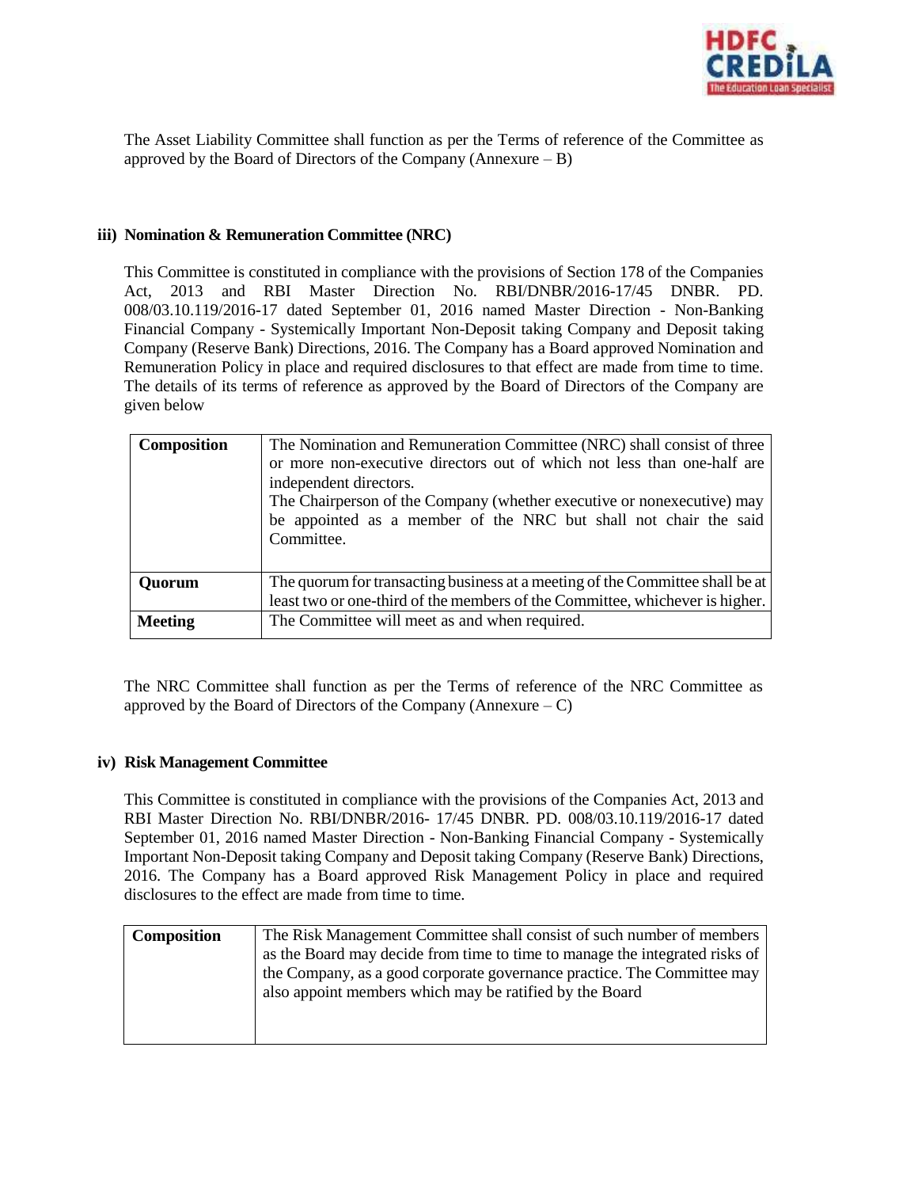The Asset Liability Committee shall function as per the Terms of reference of the Committee as approved by the Board of Directors of the Company (Annexure – B)

### iii) Nomination & Remuneration Committee (NRC)

This Committee is constituted in compliance with the provisions of Section 178 of the Companies Act, 2013 and RBI Master Direction No. RBI/DNBR/2016-17/45 DNBR. PD. 008/03.10.119/2016-17 dated September 01, 2016 named Master Direction - Non-Banking Financial Company - Systemically Important Non-Deposit taking Company and Deposit taking Company (Reserve Bank) Directions, 2016. The Company has a Board approved Nomination and Remuneration Policy in place and required disclosures to that effect are made from time to time. The details of its terms of reference as approved by the Board of Directors of the Company are given below

| **Composition** | The Nomination and Remuneration Committee (NRC) shall consist of three or more non-executive directors out of which not less than one-half are independent directors.<br>The Chairperson of the Company (whether executive or nonexecutive) may be appointed as a member of the NRC but shall not chair the said Committee. |
|---|---|
| **Quorum** | The quorum for transacting business at a meeting of the Committee shall be at least two or one-third of the members of the Committee, whichever is higher. |
| **Meeting** | The Committee will meet as and when required. |

The NRC Committee shall function as per the Terms of reference of the NRC Committee as approved by the Board of Directors of the Company (Annexure – C)

### iv) Risk Management Committee

This Committee is constituted in compliance with the provisions of the Companies Act, 2013 and RBI Master Direction No. RBI/DNBR/2016- 17/45 DNBR. PD. 008/03.10.119/2016-17 dated September 01, 2016 named Master Direction - Non-Banking Financial Company - Systemically Important Non-Deposit taking Company and Deposit taking Company (Reserve Bank) Directions, 2016. The Company has a Board approved Risk Management Policy in place and required disclosures to the effect are made from time to time.

| **Composition** | The Risk Management Committee shall consist of such number of members as the Board may decide from time to time to manage the integrated risks of the Company, as a good corporate governance practice. The Committee may also appoint members which may be ratified by the Board |
|---|---|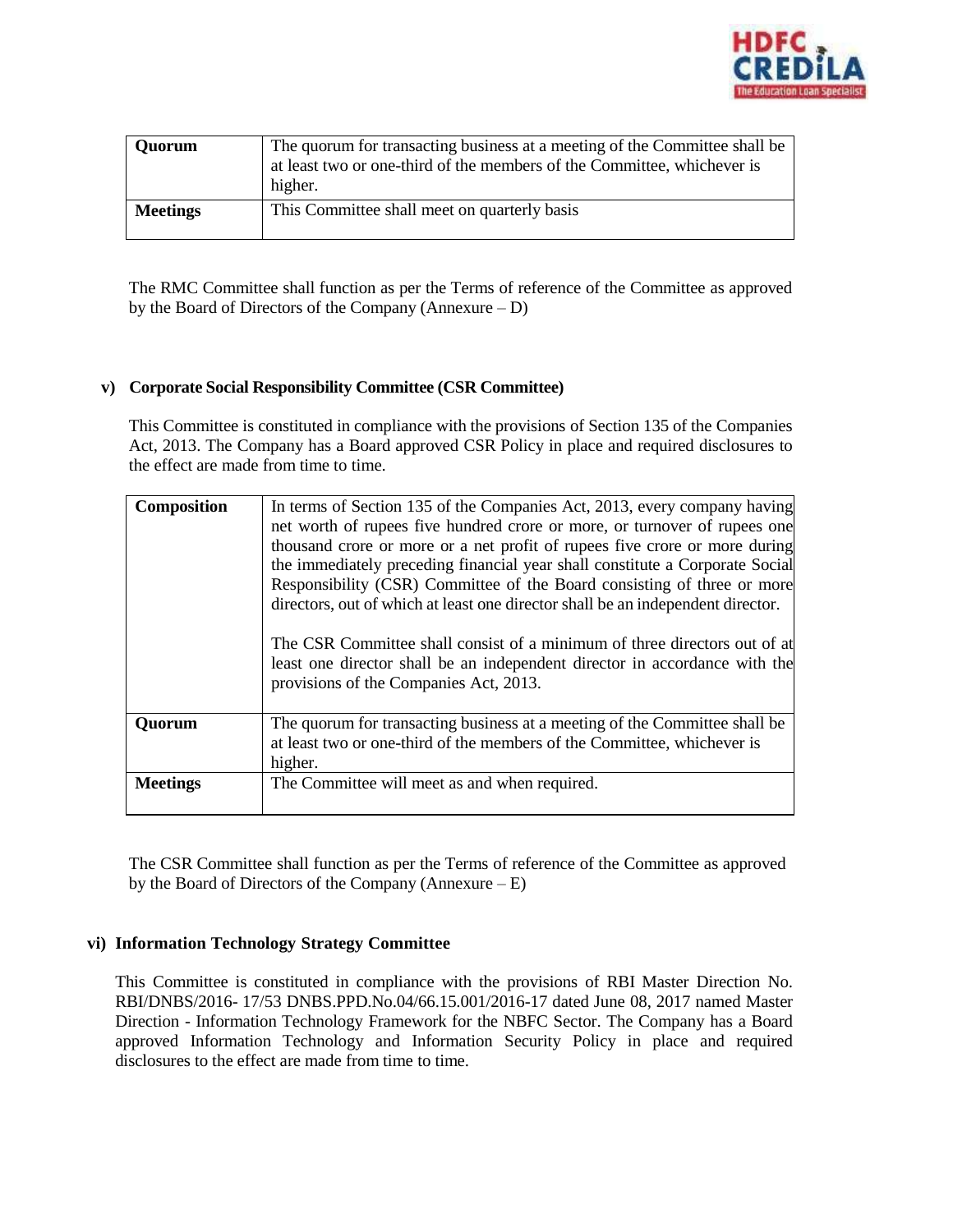| Quorum | The quorum for transacting business at a meeting of the Committee shall be at least two or one-third of the members of the Committee, whichever is higher. |
|---|---|
| **Meetings** | This Committee shall meet on quarterly basis |

The RMC Committee shall function as per the Terms of reference of the Committee as approved by the Board of Directors of the Company (Annexure – D)

### v) Corporate Social Responsibility Committee (CSR Committee)

This Committee is constituted in compliance with the provisions of Section 135 of the Companies Act, 2013. The Company has a Board approved CSR Policy in place and required disclosures to the effect are made from time to time.

| Composition | In terms of Section 135 of the Companies Act, 2013, every company having net worth of rupees five hundred crore or more, or turnover of rupees one thousand crore or more or a net profit of rupees five crore or more during the immediately preceding financial year shall constitute a Corporate Social Responsibility (CSR) Committee of the Board consisting of three or more directors, out of which at least one director shall be an independent director.<br><br>The CSR Committee shall consist of a minimum of three directors out of at least one director shall be an independent director in accordance with the provisions of the Companies Act, 2013. |
|---|---|
| **Quorum** | The quorum for transacting business at a meeting of the Committee shall be at least two or one-third of the members of the Committee, whichever is higher. |
| **Meetings** | The Committee will meet as and when required. |

The CSR Committee shall function as per the Terms of reference of the Committee as approved by the Board of Directors of the Company (Annexure – E)

### vi) Information Technology Strategy Committee

This Committee is constituted in compliance with the provisions of RBI Master Direction No. RBI/DNBS/2016- 17/53 DNBS.PPD.No.04/66.15.001/2016-17 dated June 08, 2017 named Master Direction - Information Technology Framework for the NBFC Sector. The Company has a Board approved Information Technology and Information Security Policy in place and required disclosures to the effect are made from time to time.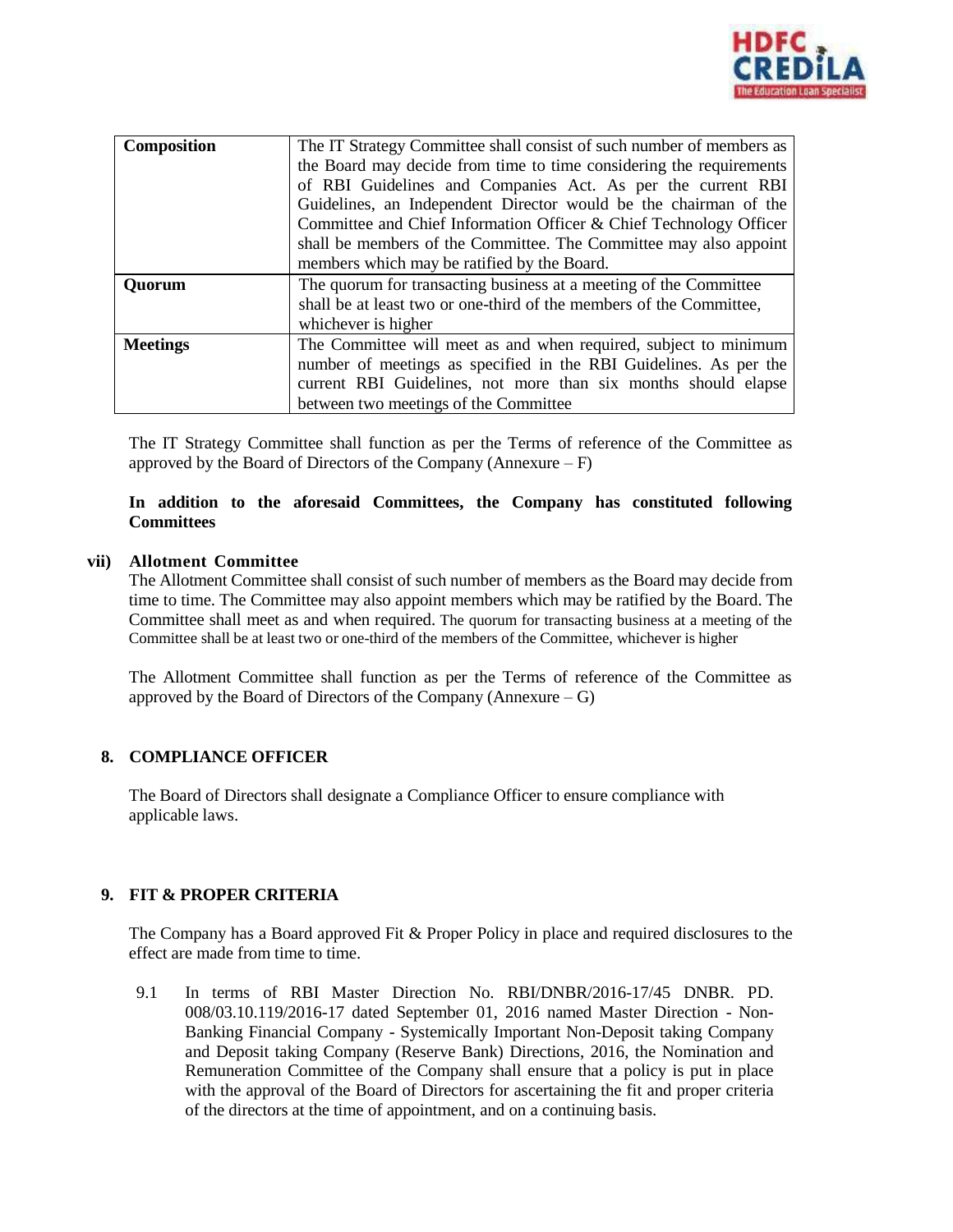| Composition | The IT Strategy Committee shall consist of such number of members as the Board may decide from time to time considering the requirements of RBI Guidelines and Companies Act. As per the current RBI Guidelines, an Independent Director would be the chairman of the Committee and Chief Information Officer & Chief Technology Officer shall be members of the Committee. The Committee may also appoint members which may be ratified by the Board. |
|---|---|
| **Quorum** | The quorum for transacting business at a meeting of the Committee shall be at least two or one-third of the members of the Committee, whichever is higher |
| **Meetings** | The Committee will meet as and when required, subject to minimum number of meetings as specified in the RBI Guidelines. As per the current RBI Guidelines, not more than six months should elapse between two meetings of the Committee |

The IT Strategy Committee shall function as per the Terms of reference of the Committee as approved by the Board of Directors of the Company (Annexure – F)

**In addition to the aforesaid Committees, the Company has constituted following Committees**

**vii) Allotment Committee**

The Allotment Committee shall consist of such number of members as the Board may decide from time to time. The Committee may also appoint members which may be ratified by the Board. The Committee shall meet as and when required. The quorum for transacting business at a meeting of the Committee shall be at least two or one-third of the members of the Committee, whichever is higher

The Allotment Committee shall function as per the Terms of reference of the Committee as approved by the Board of Directors of the Company (Annexure – G)

## 8. COMPLIANCE OFFICER

The Board of Directors shall designate a Compliance Officer to ensure compliance with applicable laws.

## 9. FIT & PROPER CRITERIA

The Company has a Board approved Fit & Proper Policy in place and required disclosures to the effect are made from time to time.

9.1 In terms of RBI Master Direction No. RBI/DNBR/2016-17/45 DNBR. PD. 008/03.10.119/2016-17 dated September 01, 2016 named Master Direction - Non-Banking Financial Company - Systemically Important Non-Deposit taking Company and Deposit taking Company (Reserve Bank) Directions, 2016, the Nomination and Remuneration Committee of the Company shall ensure that a policy is put in place with the approval of the Board of Directors for ascertaining the fit and proper criteria of the directors at the time of appointment, and on a continuing basis.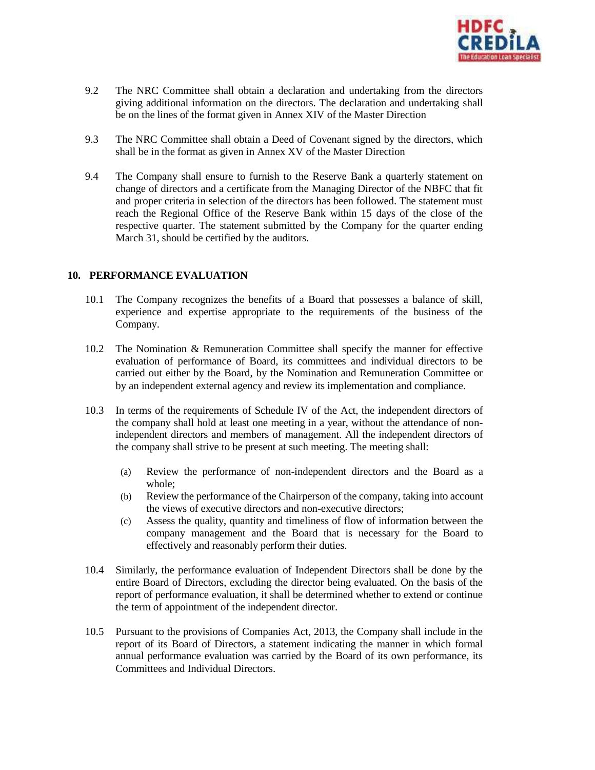9.2 The NRC Committee shall obtain a declaration and undertaking from the directors giving additional information on the directors. The declaration and undertaking shall be on the lines of the format given in Annex XIV of the Master Direction

9.3 The NRC Committee shall obtain a Deed of Covenant signed by the directors, which shall be in the format as given in Annex XV of the Master Direction

9.4 The Company shall ensure to furnish to the Reserve Bank a quarterly statement on change of directors and a certificate from the Managing Director of the NBFC that fit and proper criteria in selection of the directors has been followed. The statement must reach the Regional Office of the Reserve Bank within 15 days of the close of the respective quarter. The statement submitted by the Company for the quarter ending March 31, should be certified by the auditors.

## 10. PERFORMANCE EVALUATION

10.1 The Company recognizes the benefits of a Board that possesses a balance of skill, experience and expertise appropriate to the requirements of the business of the Company.

10.2 The Nomination & Remuneration Committee shall specify the manner for effective evaluation of performance of Board, its committees and individual directors to be carried out either by the Board, by the Nomination and Remuneration Committee or by an independent external agency and review its implementation and compliance.

10.3 In terms of the requirements of Schedule IV of the Act, the independent directors of the company shall hold at least one meeting in a year, without the attendance of non-independent directors and members of management. All the independent directors of the company shall strive to be present at such meeting. The meeting shall:

- (a) Review the performance of non-independent directors and the Board as a whole;
- (b) Review the performance of the Chairperson of the company, taking into account the views of executive directors and non-executive directors;
- (c) Assess the quality, quantity and timeliness of flow of information between the company management and the Board that is necessary for the Board to effectively and reasonably perform their duties.

10.4 Similarly, the performance evaluation of Independent Directors shall be done by the entire Board of Directors, excluding the director being evaluated. On the basis of the report of performance evaluation, it shall be determined whether to extend or continue the term of appointment of the independent director.

10.5 Pursuant to the provisions of Companies Act, 2013, the Company shall include in the report of its Board of Directors, a statement indicating the manner in which formal annual performance evaluation was carried by the Board of its own performance, its Committees and Individual Directors.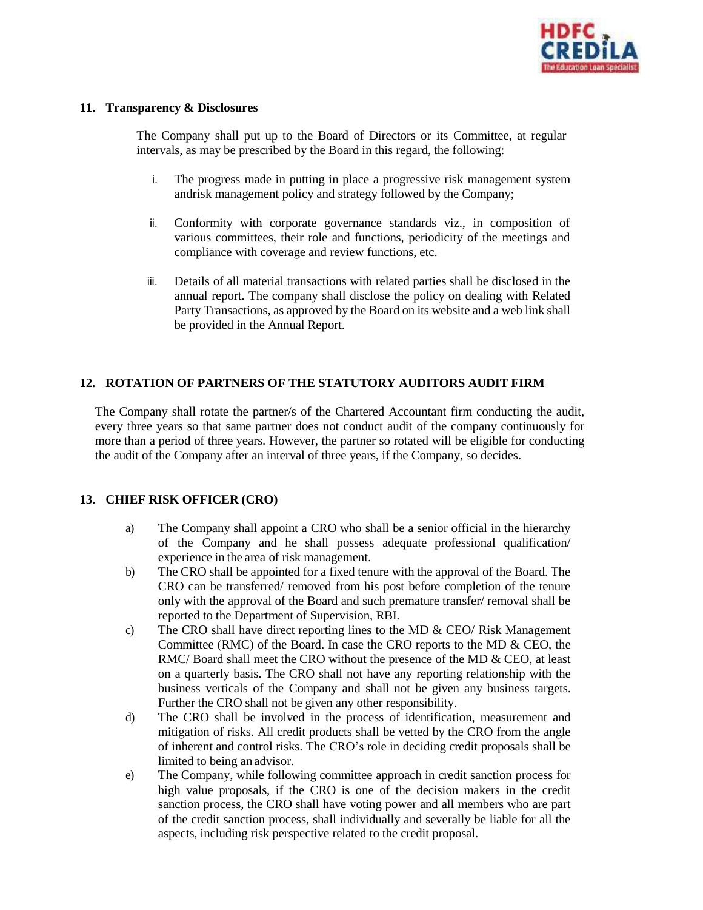## 11. Transparency & Disclosures

The Company shall put up to the Board of Directors or its Committee, at regular intervals, as may be prescribed by the Board in this regard, the following:

i. The progress made in putting in place a progressive risk management system andrisk management policy and strategy followed by the Company;

ii. Conformity with corporate governance standards viz., in composition of various committees, their role and functions, periodicity of the meetings and compliance with coverage and review functions, etc.

iii. Details of all material transactions with related parties shall be disclosed in the annual report. The company shall disclose the policy on dealing with Related Party Transactions, as approved by the Board on its website and a web link shall be provided in the Annual Report.

## 12. ROTATION OF PARTNERS OF THE STATUTORY AUDITORS AUDIT FIRM

The Company shall rotate the partner/s of the Chartered Accountant firm conducting the audit, every three years so that same partner does not conduct audit of the company continuously for more than a period of three years. However, the partner so rotated will be eligible for conducting the audit of the Company after an interval of three years, if the Company, so decides.

## 13. CHIEF RISK OFFICER (CRO)

a) The Company shall appoint a CRO who shall be a senior official in the hierarchy of the Company and he shall possess adequate professional qualification/ experience in the area of risk management.

b) The CRO shall be appointed for a fixed tenure with the approval of the Board. The CRO can be transferred/ removed from his post before completion of the tenure only with the approval of the Board and such premature transfer/ removal shall be reported to the Department of Supervision, RBI.

c) The CRO shall have direct reporting lines to the MD & CEO/ Risk Management Committee (RMC) of the Board. In case the CRO reports to the MD & CEO, the RMC/ Board shall meet the CRO without the presence of the MD & CEO, at least on a quarterly basis. The CRO shall not have any reporting relationship with the business verticals of the Company and shall not be given any business targets. Further the CRO shall not be given any other responsibility.

d) The CRO shall be involved in the process of identification, measurement and mitigation of risks. All credit products shall be vetted by the CRO from the angle of inherent and control risks. The CRO's role in deciding credit proposals shall be limited to being an advisor.

e) The Company, while following committee approach in credit sanction process for high value proposals, if the CRO is one of the decision makers in the credit sanction process, the CRO shall have voting power and all members who are part of the credit sanction process, shall individually and severally be liable for all the aspects, including risk perspective related to the credit proposal.